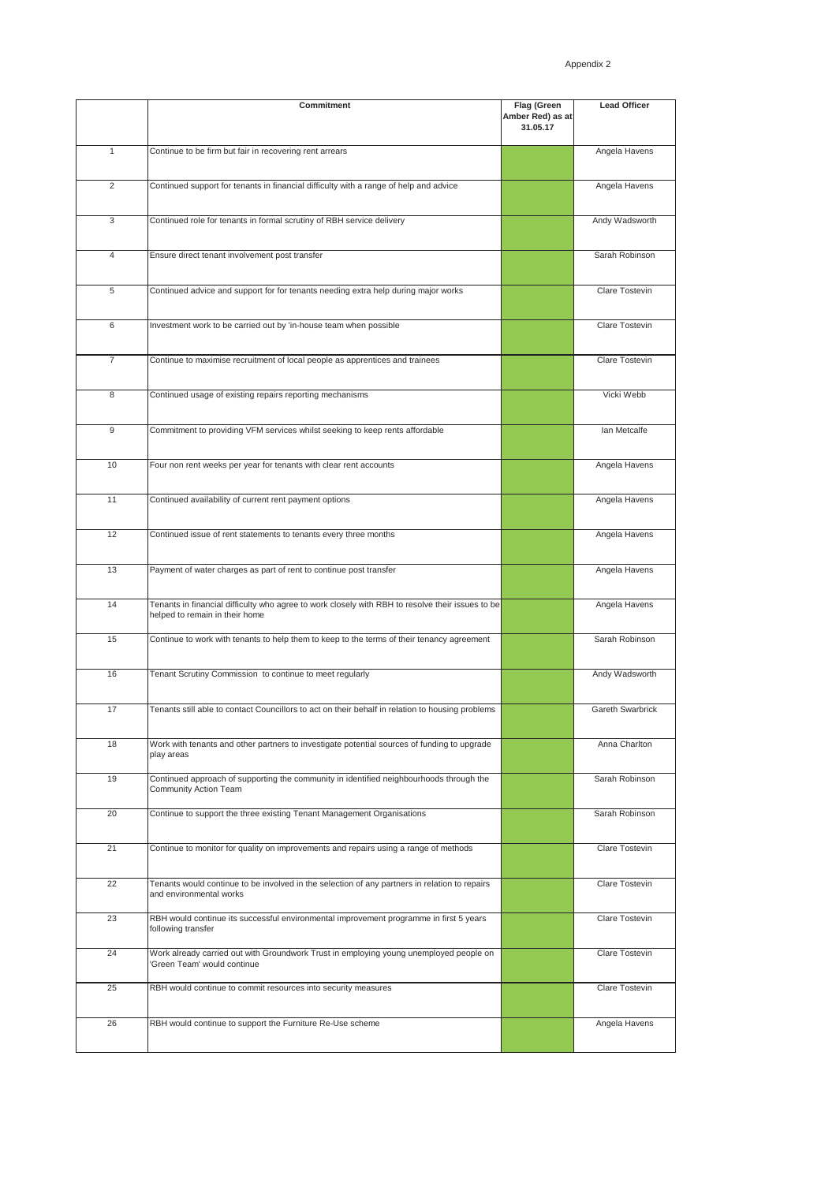Appendix 2

| | Commitment | Flag (Green Amber Red) as at 31.05.17 | Lead Officer |
|---|---|---|---|
| 1 | Continue to be firm but fair in recovering rent arrears | | Angela Havens |
| 2 | Continued support for tenants in financial difficulty with a range of help and advice | | Angela Havens |
| 3 | Continued role for tenants in formal scrutiny of RBH service delivery | | Andy Wadsworth |
| 4 | Ensure direct tenant involvement post transfer | | Sarah Robinson |
| 5 | Continued advice and support for for tenants needing extra help during major works | | Clare Tostevin |
| 6 | Investment work to be carried out by 'in-house team when possible | | Clare Tostevin |
| 7 | Continue to maximise recruitment of local people as apprentices and trainees | | Clare Tostevin |
| 8 | Continued usage of existing repairs reporting mechanisms | | Vicki Webb |
| 9 | Commitment to providing VFM services whilst seeking to keep rents affordable | | Ian Metcalfe |
| 10 | Four non rent weeks per year for tenants with clear rent accounts | | Angela Havens |
| 11 | Continued availability of current rent payment options | | Angela Havens |
| 12 | Continued issue of rent statements to tenants every three months | | Angela Havens |
| 13 | Payment of water charges as part of rent to continue post transfer | | Angela Havens |
| 14 | Tenants in financial difficulty who agree to work closely with RBH to resolve their issues to be helped to remain in their home | | Angela Havens |
| 15 | Continue to work with tenants to help them to keep to the terms of their tenancy agreement | | Sarah Robinson |
| 16 | Tenant Scrutiny Commission to continue to meet regularly | | Andy Wadsworth |
| 17 | Tenants still able to contact Councillors to act on their behalf in relation to housing problems | | Gareth Swarbrick |
| 18 | Work with tenants and other partners to investigate potential sources of funding to upgrade play areas | | Anna Charlton |
| 19 | Continued approach of supporting the community in identified neighbourhoods through the Community Action Team | | Sarah Robinson |
| 20 | Continue to support the three existing Tenant Management Organisations | | Sarah Robinson |
| 21 | Continue to monitor for quality on improvements and repairs using a range of methods | | Clare Tostevin |
| 22 | Tenants would continue to be involved in the selection of any partners in relation to repairs and environmental works | | Clare Tostevin |
| 23 | RBH would continue its successful environmental improvement programme in first 5 years following transfer | | Clare Tostevin |
| 24 | Work already carried out with Groundwork Trust in employing young unemployed people on 'Green Team' would continue | | Clare Tostevin |
| 25 | RBH would continue to commit resources into security measures | | Clare Tostevin |
| 26 | RBH would continue to support the Furniture Re-Use scheme | | Angela Havens |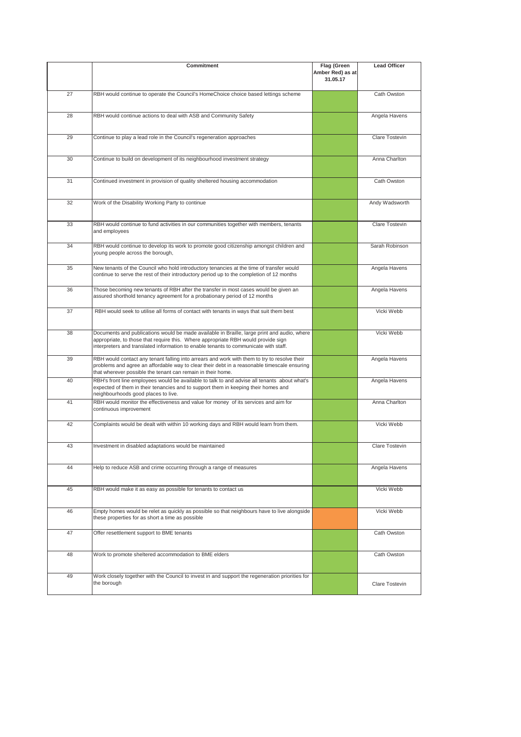| | Commitment | Flag (Green Amber Red) as at 31.05.17 | Lead Officer |
|---|---|---|---|
| 27 | RBH would continue to operate the Council's HomeChoice choice based lettings scheme | | Cath Owston |
| 28 | RBH would continue actions to deal with ASB and Community Safety | | Angela Havens |
| 29 | Continue to play a lead role in the Council's regeneration approaches | | Clare Tostevin |
| 30 | Continue to build on development of its neighbourhood investment strategy | | Anna Charlton |
| 31 | Continued investment in provision of quality sheltered housing accommodation | | Cath Owston |
| 32 | Work of the Disability Working Party to continue | | Andy Wadsworth |
| 33 | RBH would continue to fund activities in our communities together with members, tenants and employees | | Clare Tostevin |
| 34 | RBH would continue to develop its work to promote good citizenship amongst children and young people across the borough, | | Sarah Robinson |
| 35 | New tenants of the Council who hold introductory tenancies at the time of transfer would continue to serve the rest of their introductory period up to the completion of 12 months | | Angela Havens |
| 36 | Those becoming new tenants of RBH after the transfer in most cases would be given an assured shorthold tenancy agreement for a probationary period of 12 months | | Angela Havens |
| 37 | RBH would seek to utilise all forms of contact with tenants in ways that suit them best | | Vicki Webb |
| 38 | Documents and publications would be made available in Braille, large print and audio, where appropriate, to those that require this. Where appropriate RBH would provide sign interpreters and translated information to enable tenants to communicate with staff. | | Vicki Webb |
| 39 | RBH would contact any tenant falling into arrears and work with them to try to resolve their problems and agree an affordable way to clear their debt in a reasonable timescale ensuring that wherever possible the tenant can remain in their home. | | Angela Havens |
| 40 | RBH's front line employees would be available to talk to and advise all tenants about what's expected of them in their tenancies and to support them in keeping their homes and neighbourhoods good places to live. | | Angela Havens |
| 41 | RBH would monitor the effectiveness and value for money of its services and aim for continuous improvement | | Anna Charlton |
| 42 | Complaints would be dealt with within 10 working days and RBH would learn from them. | | Vicki Webb |
| 43 | Investment in disabled adaptations would be maintained | | Clare Tostevin |
| 44 | Help to reduce ASB and crime occurring through a range of measures | | Angela Havens |
| 45 | RBH would make it as easy as possible for tenants to contact us | | Vicki Webb |
| 46 | Empty homes would be relet as quickly as possible so that neighbours have to live alongside these properties for as short a time as possible | | Vicki Webb |
| 47 | Offer resettlement support to BME tenants | | Cath Owston |
| 48 | Work to promote sheltered accommodation to BME elders | | Cath Owston |
| 49 | Work closely together with the Council to invest in and support the regeneration priorities for the borough | | Clare Tostevin |